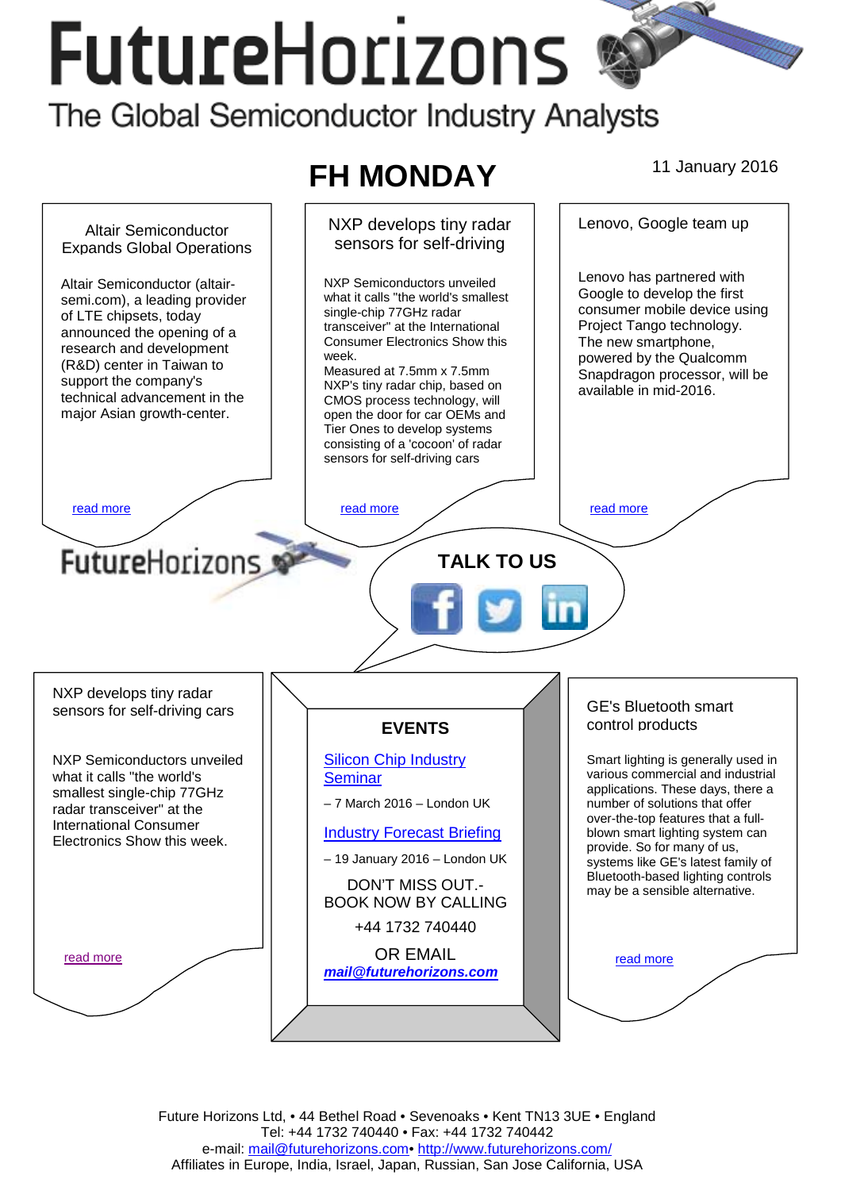# FutureHorizons

The Global Semiconductor Industry Analysts

## FH MONDAY

11 January 2016

### Altair Semiconductor Expands Global Operations

Altair Semiconductor (altair-semi.com), a leading provider of LTE chipsets, today announced the opening of a research and development (R&D) center in Taiwan to support the company's technical advancement in the major Asian growth-center.

read more

### NXP develops tiny radar sensors for self-driving

NXP Semiconductors unveiled what it calls "the world's smallest single-chip 77GHz radar transceiver" at the International Consumer Electronics Show this week.
Measured at 7.5mm x 7.5mm NXP's tiny radar chip, based on CMOS process technology, will open the door for car OEMs and Tier Ones to develop systems consisting of a 'cocoon' of radar sensors for self-driving cars

read more

### Lenovo, Google team up

Lenovo has partnered with Google to develop the first consumer mobile device using Project Tango technology. The new smartphone, powered by the Qualcomm Snapdragon processor, will be available in mid-2016.

read more

FutureHorizons

**TALK TO US**

### NXP develops tiny radar sensors for self-driving cars

NXP Semiconductors unveiled what it calls "the world's smallest single-chip 77GHz radar transceiver" at the International Consumer Electronics Show this week.

read more

### EVENTS

Silicon Chip Industry Seminar

– 7 March 2016 – London UK

Industry Forecast Briefing

– 19 January 2016 – London UK

DON'T MISS OUT.- BOOK NOW BY CALLING

+44 1732 740440

OR EMAIL

***mail@futurehorizons.com***

### GE's Bluetooth smart control products

Smart lighting is generally used in various commercial and industrial applications. These days, there a number of solutions that offer over-the-top features that a full-blown smart lighting system can provide. So for many of us, systems like GE's latest family of Bluetooth-based lighting controls may be a sensible alternative.

read more

Future Horizons Ltd, • 44 Bethel Road • Sevenoaks • Kent TN13 3UE • England
Tel: +44 1732 740440 • Fax: +44 1732 740442
e-mail: mail@futurehorizons.com• http://www.futurehorizons.com/
Affiliates in Europe, India, Israel, Japan, Russian, San Jose California, USA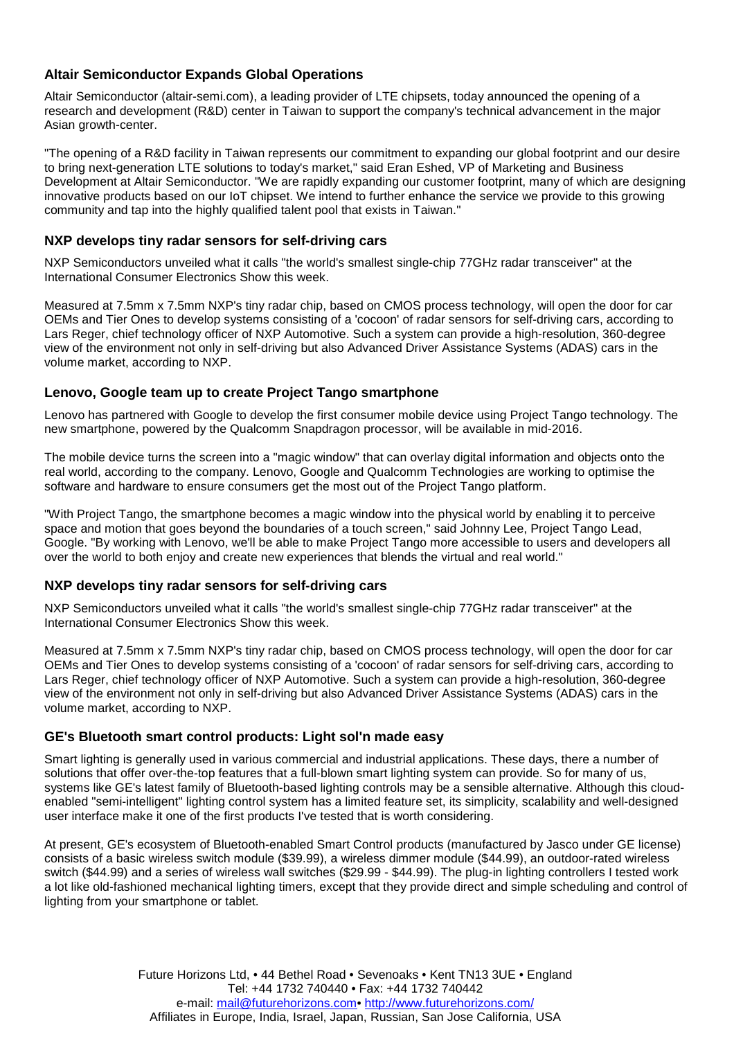### Altair Semiconductor Expands Global Operations

Altair Semiconductor (altair-semi.com), a leading provider of LTE chipsets, today announced the opening of a research and development (R&D) center in Taiwan to support the company's technical advancement in the major Asian growth-center.

"The opening of a R&D facility in Taiwan represents our commitment to expanding our global footprint and our desire to bring next-generation LTE solutions to today's market," said Eran Eshed, VP of Marketing and Business Development at Altair Semiconductor. "We are rapidly expanding our customer footprint, many of which are designing innovative products based on our IoT chipset. We intend to further enhance the service we provide to this growing community and tap into the highly qualified talent pool that exists in Taiwan."

### NXP develops tiny radar sensors for self-driving cars

NXP Semiconductors unveiled what it calls "the world's smallest single-chip 77GHz radar transceiver" at the International Consumer Electronics Show this week.

Measured at 7.5mm x 7.5mm NXP's tiny radar chip, based on CMOS process technology, will open the door for car OEMs and Tier Ones to develop systems consisting of a 'cocoon' of radar sensors for self-driving cars, according to Lars Reger, chief technology officer of NXP Automotive. Such a system can provide a high-resolution, 360-degree view of the environment not only in self-driving but also Advanced Driver Assistance Systems (ADAS) cars in the volume market, according to NXP.

### Lenovo, Google team up to create Project Tango smartphone

Lenovo has partnered with Google to develop the first consumer mobile device using Project Tango technology. The new smartphone, powered by the Qualcomm Snapdragon processor, will be available in mid-2016.

The mobile device turns the screen into a "magic window" that can overlay digital information and objects onto the real world, according to the company. Lenovo, Google and Qualcomm Technologies are working to optimise the software and hardware to ensure consumers get the most out of the Project Tango platform.

"With Project Tango, the smartphone becomes a magic window into the physical world by enabling it to perceive space and motion that goes beyond the boundaries of a touch screen," said Johnny Lee, Project Tango Lead, Google. "By working with Lenovo, we'll be able to make Project Tango more accessible to users and developers all over the world to both enjoy and create new experiences that blends the virtual and real world."

### NXP develops tiny radar sensors for self-driving cars

NXP Semiconductors unveiled what it calls "the world's smallest single-chip 77GHz radar transceiver" at the International Consumer Electronics Show this week.

Measured at 7.5mm x 7.5mm NXP's tiny radar chip, based on CMOS process technology, will open the door for car OEMs and Tier Ones to develop systems consisting of a 'cocoon' of radar sensors for self-driving cars, according to Lars Reger, chief technology officer of NXP Automotive. Such a system can provide a high-resolution, 360-degree view of the environment not only in self-driving but also Advanced Driver Assistance Systems (ADAS) cars in the volume market, according to NXP.

### GE's Bluetooth smart control products: Light sol'n made easy

Smart lighting is generally used in various commercial and industrial applications. These days, there a number of solutions that offer over-the-top features that a full-blown smart lighting system can provide. So for many of us, systems like GE's latest family of Bluetooth-based lighting controls may be a sensible alternative. Although this cloud-enabled "semi-intelligent" lighting control system has a limited feature set, its simplicity, scalability and well-designed user interface make it one of the first products I've tested that is worth considering.

At present, GE's ecosystem of Bluetooth-enabled Smart Control products (manufactured by Jasco under GE license) consists of a basic wireless switch module ($39.99), a wireless dimmer module ($44.99), an outdoor-rated wireless switch ($44.99) and a series of wireless wall switches ($29.99 - $44.99). The plug-in lighting controllers I tested work a lot like old-fashioned mechanical lighting timers, except that they provide direct and simple scheduling and control of lighting from your smartphone or tablet.

Future Horizons Ltd, • 44 Bethel Road • Sevenoaks • Kent TN13 3UE • England
Tel: +44 1732 740440 • Fax: +44 1732 740442
e-mail: mail@futurehorizons.com• http://www.futurehorizons.com/
Affiliates in Europe, India, Israel, Japan, Russian, San Jose California, USA